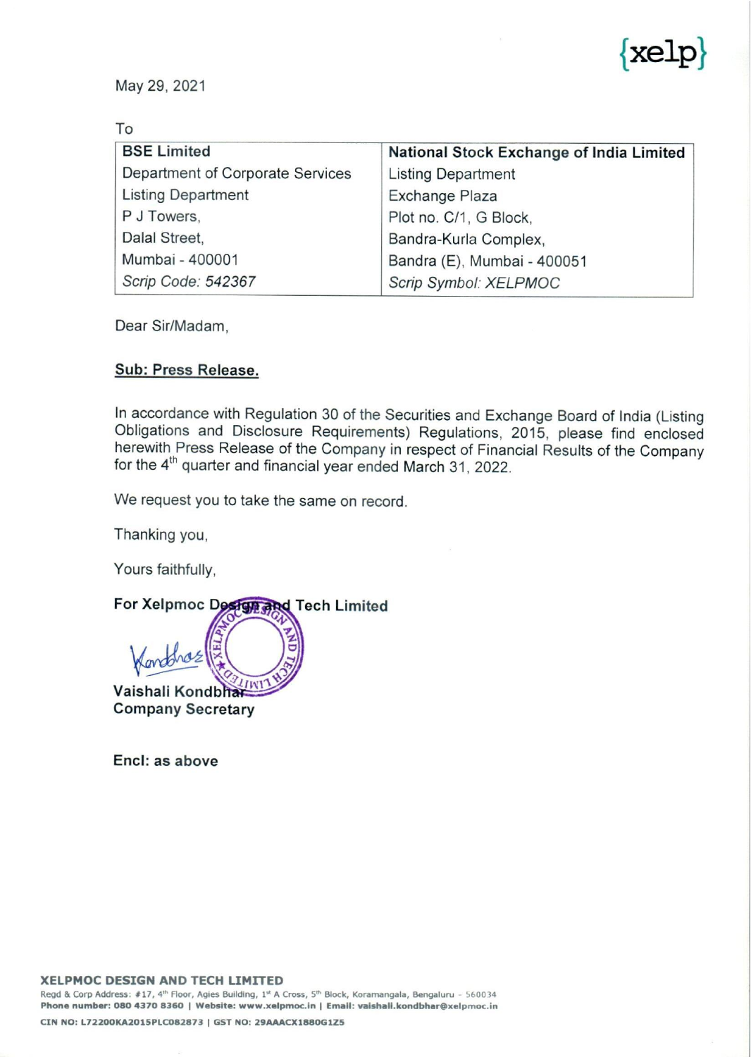{xelp}

May 29, 2021

To

| BSE Limited | National Stock Exchange of India Limited |
|---|---|
| Department of Corporate Services | Listing Department |
| Listing Department | Exchange Plaza |
| P J Towers, | Plot no. C/1, G Block, |
| Dalal Street, | Bandra-Kurla Complex, |
| Mumbai - 400001 | Bandra (E), Mumbai - 400051 |
| *Scrip Code: 542367* | *Scrip Symbol: XELPMOC* |

Dear Sir/Madam,

**Sub: Press Release.**

In accordance with Regulation 30 of the Securities and Exchange Board of India (Listing Obligations and Disclosure Requirements) Regulations, 2015, please find enclosed herewith Press Release of the Company in respect of Financial Results of the Company for the 4th quarter and financial year ended March 31, 2022.

We request you to take the same on record.

Thanking you,

Yours faithfully,

**For Xelpmoc Design and Tech Limited**

**Vaishali Kondbhar**
**Company Secretary**

**Encl: as above**

**XELPMOC DESIGN AND TECH LIMITED**
Regd & Corp Address: #17, 4th Floor, Agies Building, 1st A Cross, 5th Block, Koramangala, Bengaluru - 560034
**Phone number: 080 4370 8360 | Website: www.xelpmoc.in | Email: vaishali.kondbhar@xelpmoc.in**
**CIN NO: L72200KA2015PLC082873 | GST NO: 29AAACX1880G1Z5**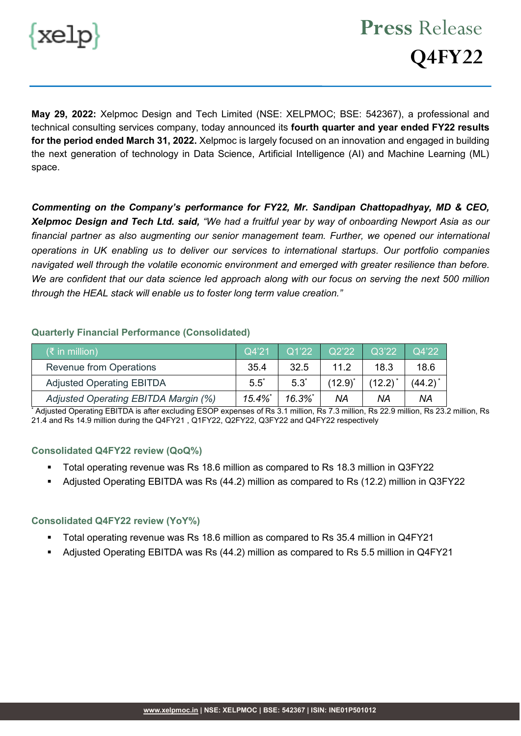# Press Release Q4FY22

**May 29, 2022:** Xelpmoc Design and Tech Limited (NSE: XELPMOC; BSE: 542367), a professional and technical consulting services company, today announced its **fourth quarter and year ended FY22 results for the period ended March 31, 2022.** Xelpmoc is largely focused on an innovation and engaged in building the next generation of technology in Data Science, Artificial Intelligence (AI) and Machine Learning (ML) space.

***Commenting on the Company's performance for FY22, Mr. Sandipan Chattopadhyay, MD & CEO, Xelpmoc Design and Tech Ltd. said,*** *"We had a fruitful year by way of onboarding Newport Asia as our financial partner as also augmenting our senior management team. Further, we opened our international operations in UK enabling us to deliver our services to international startups. Our portfolio companies navigated well through the volatile economic environment and emerged with greater resilience than before. We are confident that our data science led approach along with our focus on serving the next 500 million through the HEAL stack will enable us to foster long term value creation."*

### Quarterly Financial Performance (Consolidated)

| (₹ in million) | Q4'21 | Q1'22 | Q2'22 | Q3'22 | Q4'22 |
|---|---|---|---|---|---|
| Revenue from Operations | 35.4 | 32.5 | 11.2 | 18.3 | 18.6 |
| Adjusted Operating EBITDA | 5.5* | 5.3* | (12.9)* | (12.2)* | (44.2)* |
| *Adjusted Operating EBITDA Margin (%)* | *15.4%** | *16.3%** | *NA* | *NA* | *NA* |

* Adjusted Operating EBITDA is after excluding ESOP expenses of Rs 3.1 million, Rs 7.3 million, Rs 22.9 million, Rs 23.2 million, Rs 21.4 and Rs 14.9 million during the Q4FY21 , Q1FY22, Q2FY22, Q3FY22 and Q4FY22 respectively

### Consolidated Q4FY22 review (QoQ%)

- Total operating revenue was Rs 18.6 million as compared to Rs 18.3 million in Q3FY22
- Adjusted Operating EBITDA was Rs (44.2) million as compared to Rs (12.2) million in Q3FY22

### Consolidated Q4FY22 review (YoY%)

- Total operating revenue was Rs 18.6 million as compared to Rs 35.4 million in Q4FY21
- Adjusted Operating EBITDA was Rs (44.2) million as compared to Rs 5.5 million in Q4FY21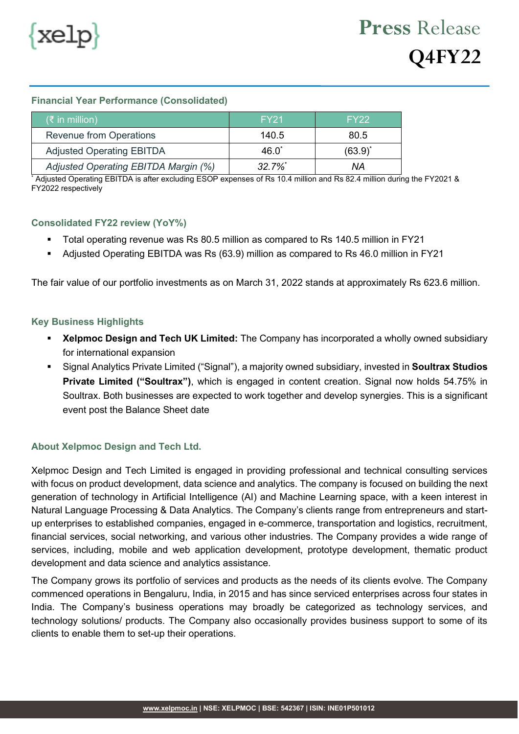## Financial Year Performance (Consolidated)

| (₹ in million) | FY21 | FY22 |
|---|---|---|
| Revenue from Operations | 140.5 | 80.5 |
| Adjusted Operating EBITDA | 46.0* | (63.9)* |
| *Adjusted Operating EBITDA Margin (%)* | *32.7%** | *NA* |

* Adjusted Operating EBITDA is after excluding ESOP expenses of Rs 10.4 million and Rs 82.4 million during the FY2021 & FY2022 respectively

## Consolidated FY22 review (YoY%)

- Total operating revenue was Rs 80.5 million as compared to Rs 140.5 million in FY21
- Adjusted Operating EBITDA was Rs (63.9) million as compared to Rs 46.0 million in FY21

The fair value of our portfolio investments as on March 31, 2022 stands at approximately Rs 623.6 million.

## Key Business Highlights

- **Xelpmoc Design and Tech UK Limited:** The Company has incorporated a wholly owned subsidiary for international expansion
- Signal Analytics Private Limited ("Signal"), a majority owned subsidiary, invested in **Soultrax Studios Private Limited ("Soultrax")**, which is engaged in content creation. Signal now holds 54.75% in Soultrax. Both businesses are expected to work together and develop synergies. This is a significant event post the Balance Sheet date

## About Xelpmoc Design and Tech Ltd.

Xelpmoc Design and Tech Limited is engaged in providing professional and technical consulting services with focus on product development, data science and analytics. The company is focused on building the next generation of technology in Artificial Intelligence (AI) and Machine Learning space, with a keen interest in Natural Language Processing & Data Analytics. The Company's clients range from entrepreneurs and start-up enterprises to established companies, engaged in e-commerce, transportation and logistics, recruitment, financial services, social networking, and various other industries. The Company provides a wide range of services, including, mobile and web application development, prototype development, thematic product development and data science and analytics assistance.

The Company grows its portfolio of services and products as the needs of its clients evolve. The Company commenced operations in Bengaluru, India, in 2015 and has since serviced enterprises across four states in India. The Company's business operations may broadly be categorized as technology services, and technology solutions/ products. The Company also occasionally provides business support to some of its clients to enable them to set-up their operations.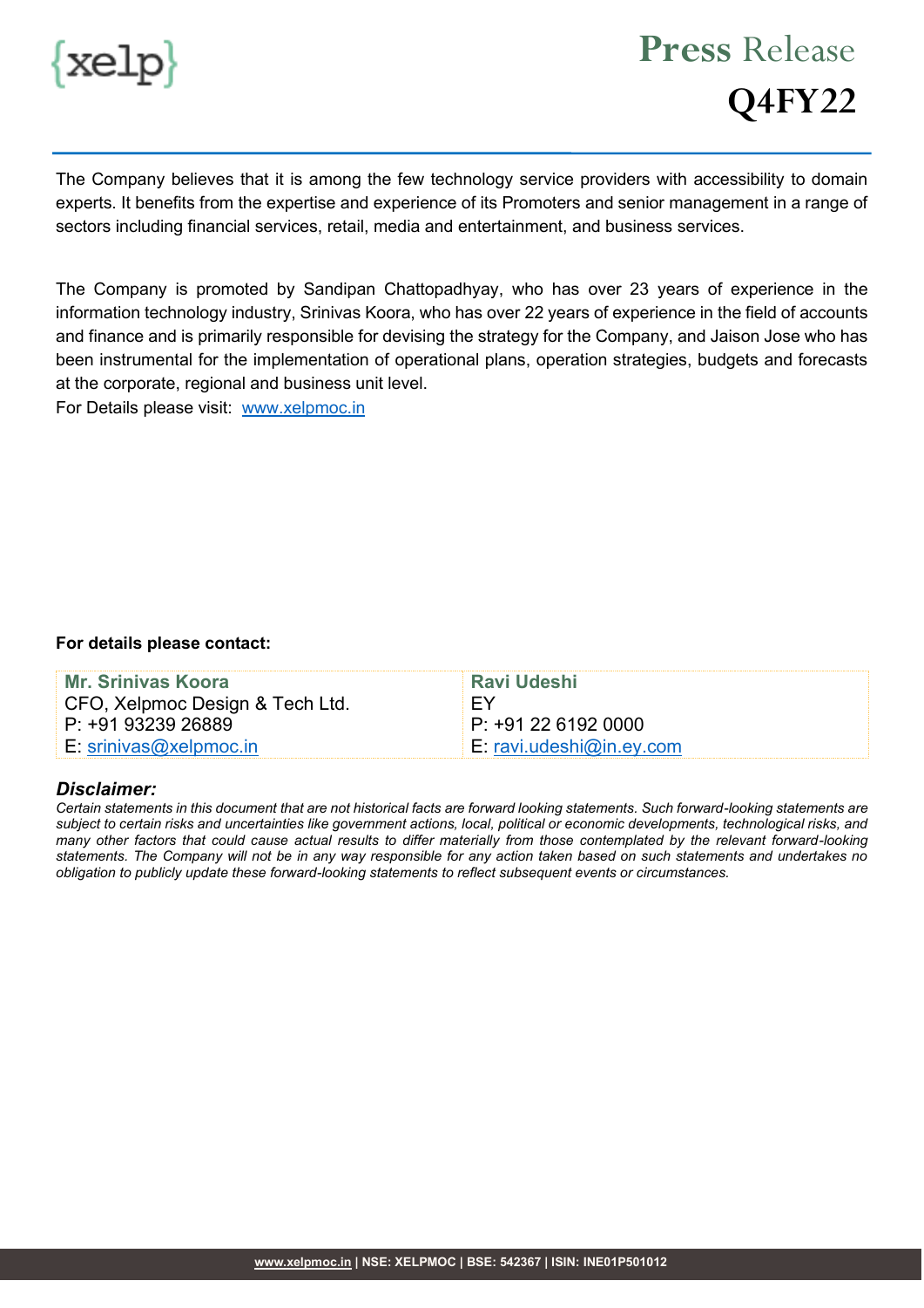The Company believes that it is among the few technology service providers with accessibility to domain experts. It benefits from the expertise and experience of its Promoters and senior management in a range of sectors including financial services, retail, media and entertainment, and business services.

The Company is promoted by Sandipan Chattopadhyay, who has over 23 years of experience in the information technology industry, Srinivas Koora, who has over 22 years of experience in the field of accounts and finance and is primarily responsible for devising the strategy for the Company, and Jaison Jose who has been instrumental for the implementation of operational plans, operation strategies, budgets and forecasts at the corporate, regional and business unit level.

For Details please visit: www.xelpmoc.in

**For details please contact:**

| | |
|---|---|
| **Mr. Srinivas Koora**<br>CFO, Xelpmoc Design & Tech Ltd.<br>P: +91 93239 26889<br>E: srinivas@xelpmoc.in | **Ravi Udeshi**<br>EY<br>P: +91 22 6192 0000<br>E: ravi.udeshi@in.ey.com |

***Disclaimer:***

*Certain statements in this document that are not historical facts are forward looking statements. Such forward-looking statements are subject to certain risks and uncertainties like government actions, local, political or economic developments, technological risks, and many other factors that could cause actual results to differ materially from those contemplated by the relevant forward-looking statements. The Company will not be in any way responsible for any action taken based on such statements and undertakes no obligation to publicly update these forward-looking statements to reflect subsequent events or circumstances.*